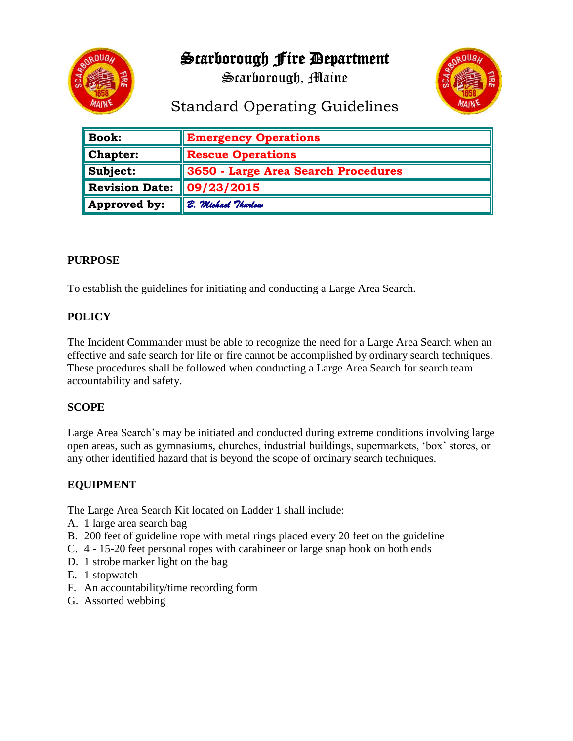# Scarborough Fire Department

Scarborough, Maine

## Standard Operating Guidelines

| | |
|---|---|
| **Book:** | **Emergency Operations** |
| **Chapter:** | **Rescue Operations** |
| **Subject:** | **3650 - Large Area Search Procedures** |
| **Revision Date:** | **09/23/2015** |
| **Approved by:** | *B. Michael Thurlow* |

**PURPOSE**

To establish the guidelines for initiating and conducting a Large Area Search.

**POLICY**

The Incident Commander must be able to recognize the need for a Large Area Search when an effective and safe search for life or fire cannot be accomplished by ordinary search techniques. These procedures shall be followed when conducting a Large Area Search for search team accountability and safety.

**SCOPE**

Large Area Search's may be initiated and conducted during extreme conditions involving large open areas, such as gymnasiums, churches, industrial buildings, supermarkets, 'box' stores, or any other identified hazard that is beyond the scope of ordinary search techniques.

**EQUIPMENT**

The Large Area Search Kit located on Ladder 1 shall include:

A. 1 large area search bag
B. 200 feet of guideline rope with metal rings placed every 20 feet on the guideline
C. 4 - 15-20 feet personal ropes with carabineer or large snap hook on both ends
D. 1 strobe marker light on the bag
E. 1 stopwatch
F. An accountability/time recording form
G. Assorted webbing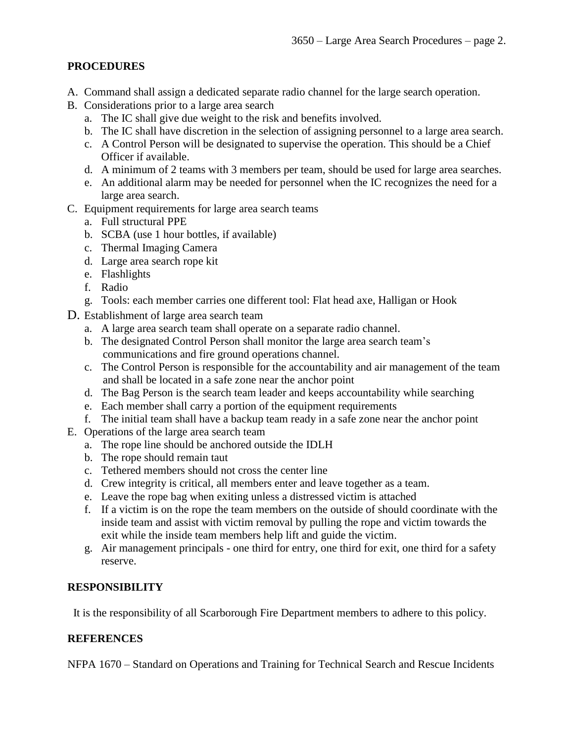## PROCEDURES

A. Command shall assign a dedicated separate radio channel for the large search operation.

B. Considerations prior to a large area search
   a. The IC shall give due weight to the risk and benefits involved.
   b. The IC shall have discretion in the selection of assigning personnel to a large area search.
   c. A Control Person will be designated to supervise the operation. This should be a Chief Officer if available.
   d. A minimum of 2 teams with 3 members per team, should be used for large area searches.
   e. An additional alarm may be needed for personnel when the IC recognizes the need for a large area search.

C. Equipment requirements for large area search teams
   a. Full structural PPE
   b. SCBA (use 1 hour bottles, if available)
   c. Thermal Imaging Camera
   d. Large area search rope kit
   e. Flashlights
   f. Radio
   g. Tools: each member carries one different tool: Flat head axe, Halligan or Hook

D. Establishment of large area search team
   a. A large area search team shall operate on a separate radio channel.
   b. The designated Control Person shall monitor the large area search team's communications and fire ground operations channel.
   c. The Control Person is responsible for the accountability and air management of the team and shall be located in a safe zone near the anchor point
   d. The Bag Person is the search team leader and keeps accountability while searching
   e. Each member shall carry a portion of the equipment requirements
   f. The initial team shall have a backup team ready in a safe zone near the anchor point

E. Operations of the large area search team
   a. The rope line should be anchored outside the IDLH
   b. The rope should remain taut
   c. Tethered members should not cross the center line
   d. Crew integrity is critical, all members enter and leave together as a team.
   e. Leave the rope bag when exiting unless a distressed victim is attached
   f. If a victim is on the rope the team members on the outside of should coordinate with the inside team and assist with victim removal by pulling the rope and victim towards the exit while the inside team members help lift and guide the victim.
   g. Air management principals - one third for entry, one third for exit, one third for a safety reserve.

## RESPONSIBILITY

It is the responsibility of all Scarborough Fire Department members to adhere to this policy.

## REFERENCES

NFPA 1670 – Standard on Operations and Training for Technical Search and Rescue Incidents